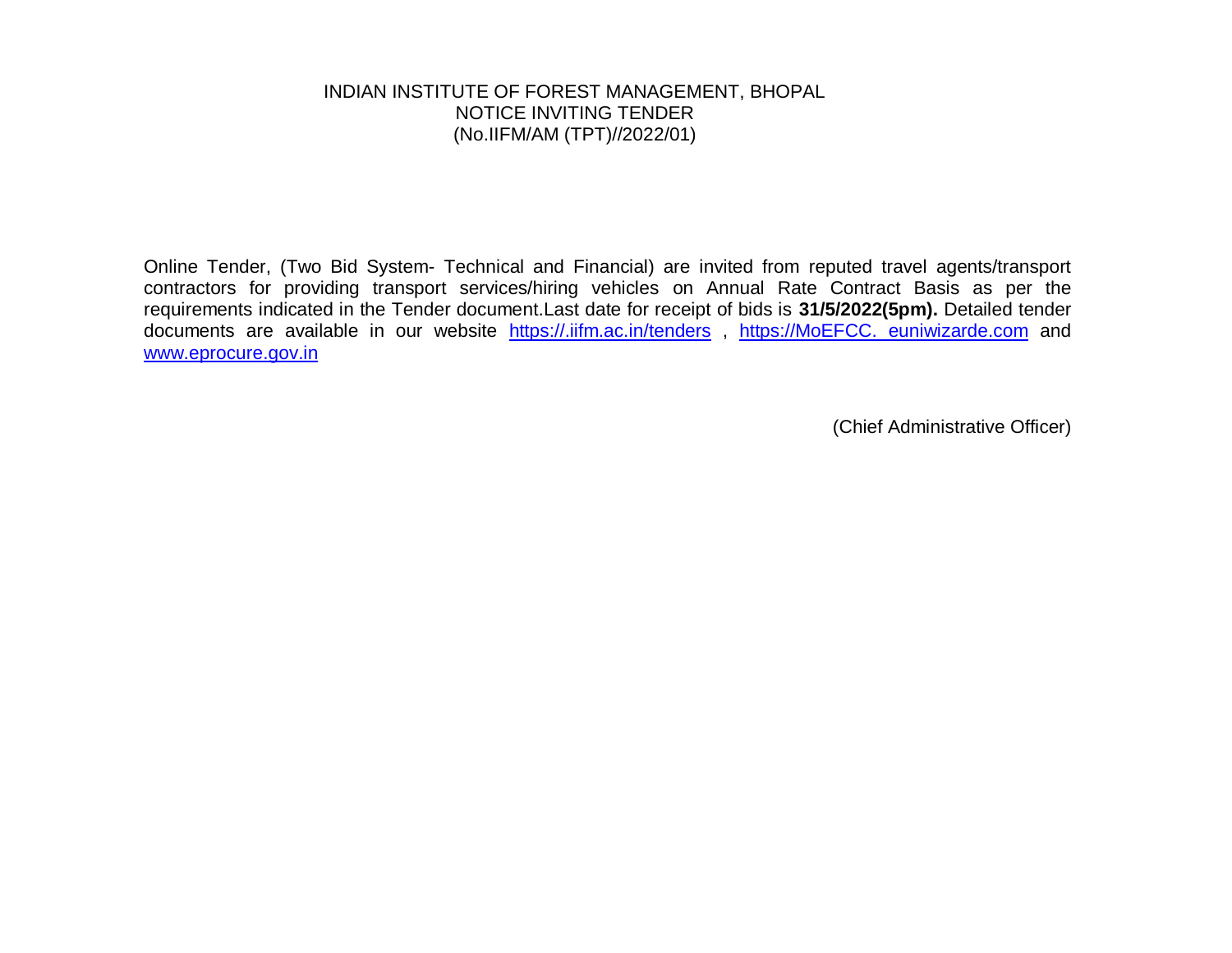# INDIAN INSTITUTE OF FOREST MANAGEMENT, BHOPAL
## NOTICE INVITING TENDER
## (No.IIFM/AM (TPT)//2022/01)

Online Tender, (Two Bid System- Technical and Financial) are invited from reputed travel agents/transport contractors for providing transport services/hiring vehicles on Annual Rate Contract Basis as per the requirements indicated in the Tender document.Last date for receipt of bids is **31/5/2022(5pm).** Detailed tender documents are available in our website https://.iifm.ac.in/tenders , https://MoEFCC. euniwizarde.com and www.eprocure.gov.in

(Chief Administrative Officer)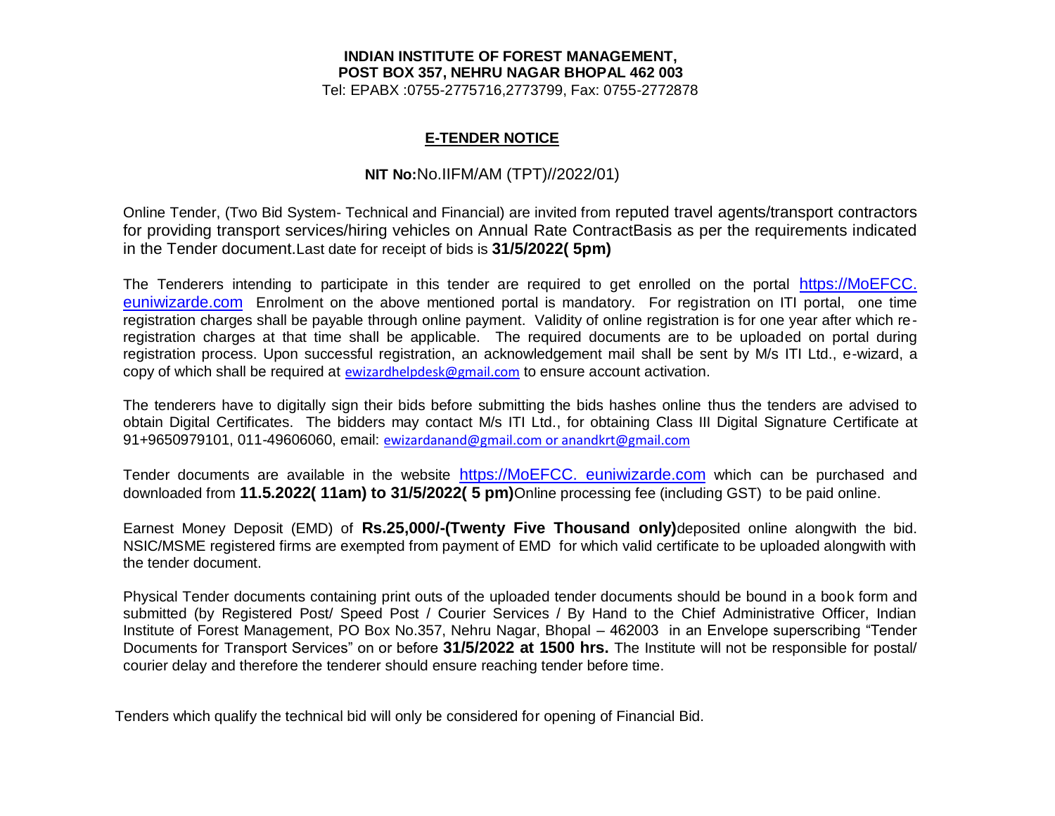**INDIAN INSTITUTE OF FOREST MANAGEMENT,**
**POST BOX 357, NEHRU NAGAR BHOPAL 462 003**
Tel: EPABX :0755-2775716,2773799, Fax: 0755-2772878

## E-TENDER NOTICE

**NIT No:**No.IIFM/AM (TPT)//2022/01)

Online Tender, (Two Bid System- Technical and Financial) are invited from reputed travel agents/transport contractors for providing transport services/hiring vehicles on Annual Rate ContractBasis as per the requirements indicated in the Tender document.Last date for receipt of bids is **31/5/2022( 5pm)**

The Tenderers intending to participate in this tender are required to get enrolled on the portal https://MoEFCC. euniwizarde.com Enrolment on the above mentioned portal is mandatory. For registration on ITI portal, one time registration charges shall be payable through online payment. Validity of online registration is for one year after which re-registration charges at that time shall be applicable. The required documents are to be uploaded on portal during registration process. Upon successful registration, an acknowledgement mail shall be sent by M/s ITI Ltd., e-wizard, a copy of which shall be required at ewizardhelpdesk@gmail.com to ensure account activation.

The tenderers have to digitally sign their bids before submitting the bids hashes online thus the tenders are advised to obtain Digital Certificates. The bidders may contact M/s ITI Ltd., for obtaining Class III Digital Signature Certificate at 91+9650979101, 011-49606060, email: ewizardanand@gmail.com or anandkrt@gmail.com

Tender documents are available in the website https://MoEFCC. euniwizarde.com which can be purchased and downloaded from **11.5.2022( 11am) to 31/5/2022( 5 pm)**Online processing fee (including GST) to be paid online.

Earnest Money Deposit (EMD) of **Rs.25,000/-(Twenty Five Thousand only)**deposited online alongwith the bid. NSIC/MSME registered firms are exempted from payment of EMD for which valid certificate to be uploaded alongwith with the tender document.

Physical Tender documents containing print outs of the uploaded tender documents should be bound in a book form and submitted (by Registered Post/ Speed Post / Courier Services / By Hand to the Chief Administrative Officer, Indian Institute of Forest Management, PO Box No.357, Nehru Nagar, Bhopal – 462003 in an Envelope superscribing "Tender Documents for Transport Services" on or before **31/5/2022 at 1500 hrs.** The Institute will not be responsible for postal/ courier delay and therefore the tenderer should ensure reaching tender before time.

Tenders which qualify the technical bid will only be considered for opening of Financial Bid.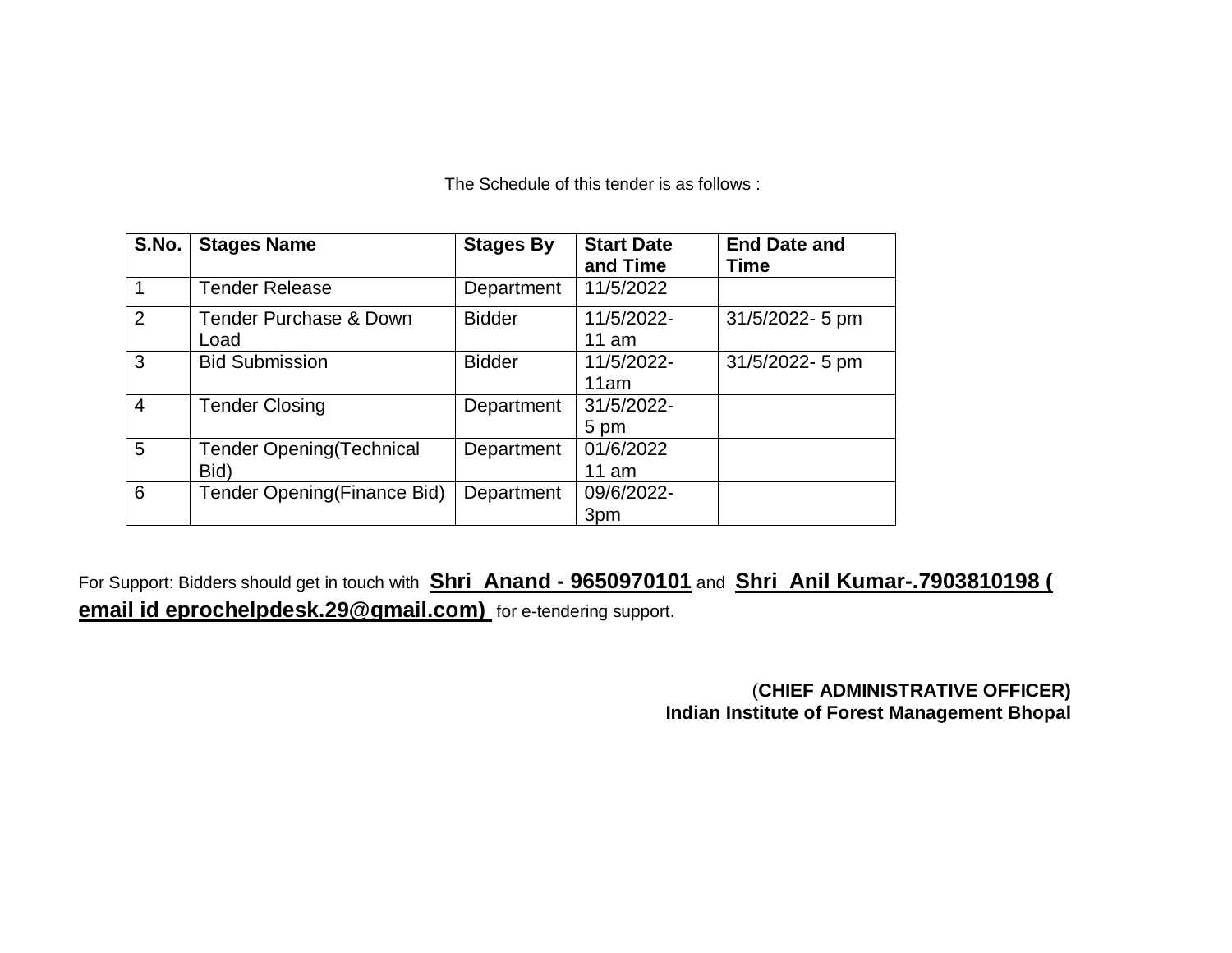The Schedule of this tender is as follows :

| S.No. | Stages Name | Stages By | Start Date and Time | End Date and Time |
|---|---|---|---|---|
| 1 | Tender Release | Department | 11/5/2022 | |
| 2 | Tender Purchase & Down Load | Bidder | 11/5/2022- 11 am | 31/5/2022- 5 pm |
| 3 | Bid Submission | Bidder | 11/5/2022- 11am | 31/5/2022- 5 pm |
| 4 | Tender Closing | Department | 31/5/2022- 5 pm | |
| 5 | Tender Opening(Technical Bid) | Department | 01/6/2022 11 am | |
| 6 | Tender Opening(Finance Bid) | Department | 09/6/2022- 3pm | |

For Support: Bidders should get in touch with **Shri Anand - 9650970101** and **Shri Anil Kumar-.7903810198 ( email id eprochelpdesk.29@gmail.com)** for e-tendering support.

**(CHIEF ADMINISTRATIVE OFFICER)**
**Indian Institute of Forest Management Bhopal**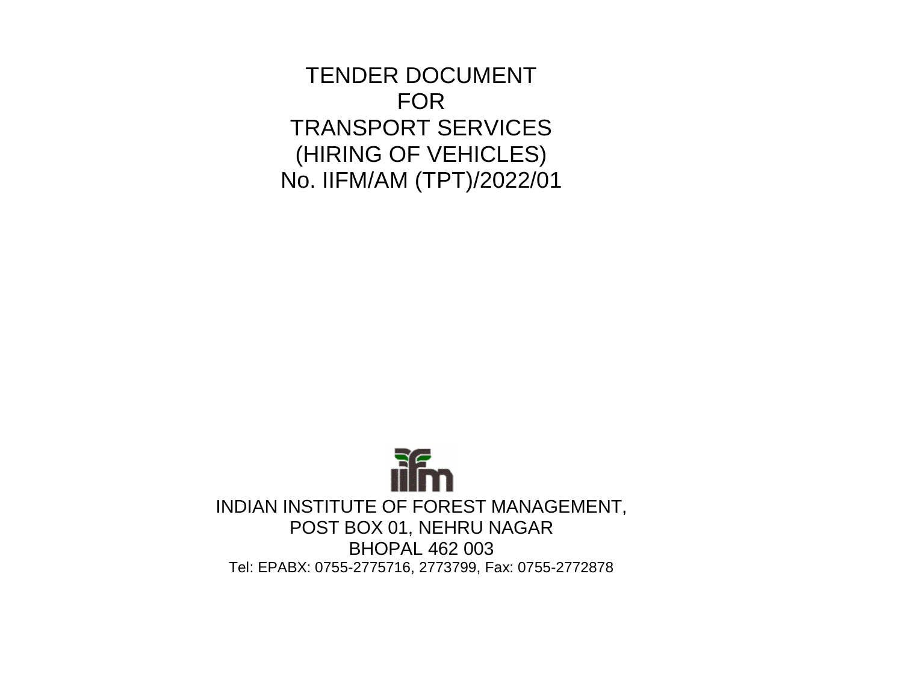# TENDER DOCUMENT
# FOR
# TRANSPORT SERVICES
# (HIRING OF VEHICLES)
# No. IIFM/AM (TPT)/2022/01

INDIAN INSTITUTE OF FOREST MANAGEMENT,
POST BOX 01, NEHRU NAGAR
BHOPAL 462 003
Tel: EPABX: 0755-2775716, 2773799, Fax: 0755-2772878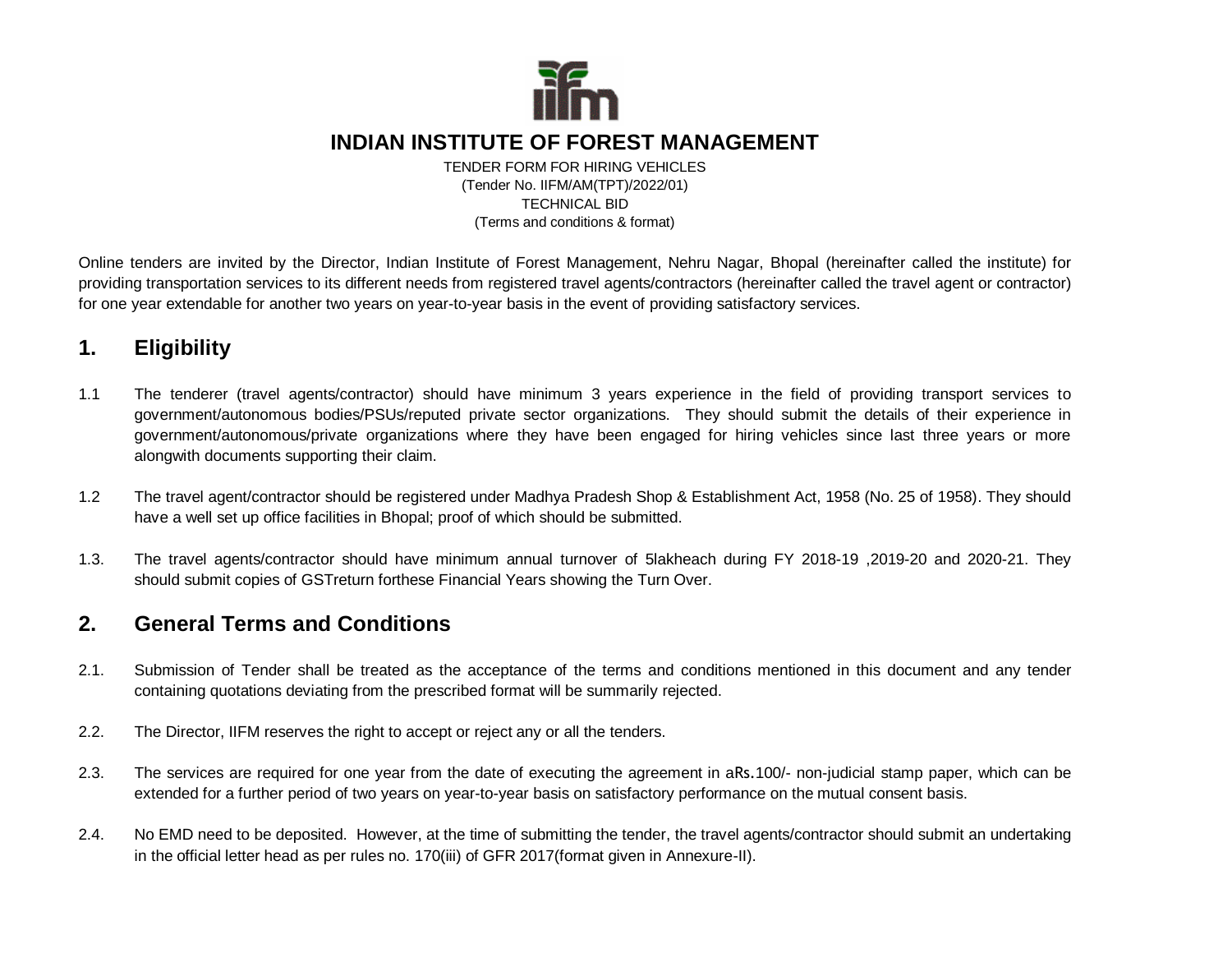# INDIAN INSTITUTE OF FOREST MANAGEMENT

TENDER FORM FOR HIRING VEHICLES
(Tender No. IIFM/AM(TPT)/2022/01)
TECHNICAL BID
(Terms and conditions & format)

Online tenders are invited by the Director, Indian Institute of Forest Management, Nehru Nagar, Bhopal (hereinafter called the institute) for providing transportation services to its different needs from registered travel agents/contractors (hereinafter called the travel agent or contractor) for one year extendable for another two years on year-to-year basis in the event of providing satisfactory services.

## 1. Eligibility

1.1 The tenderer (travel agents/contractor) should have minimum 3 years experience in the field of providing transport services to government/autonomous bodies/PSUs/reputed private sector organizations. They should submit the details of their experience in government/autonomous/private organizations where they have been engaged for hiring vehicles since last three years or more alongwith documents supporting their claim.

1.2 The travel agent/contractor should be registered under Madhya Pradesh Shop & Establishment Act, 1958 (No. 25 of 1958). They should have a well set up office facilities in Bhopal; proof of which should be submitted.

1.3. The travel agents/contractor should have minimum annual turnover of 5lakheach during FY 2018-19 ,2019-20 and 2020-21. They should submit copies of GSTreturn forthese Financial Years showing the Turn Over.

## 2. General Terms and Conditions

2.1. Submission of Tender shall be treated as the acceptance of the terms and conditions mentioned in this document and any tender containing quotations deviating from the prescribed format will be summarily rejected.

2.2. The Director, IIFM reserves the right to accept or reject any or all the tenders.

2.3. The services are required for one year from the date of executing the agreement in aRs.100/- non-judicial stamp paper, which can be extended for a further period of two years on year-to-year basis on satisfactory performance on the mutual consent basis.

2.4. No EMD need to be deposited. However, at the time of submitting the tender, the travel agents/contractor should submit an undertaking in the official letter head as per rules no. 170(iii) of GFR 2017(format given in Annexure-II).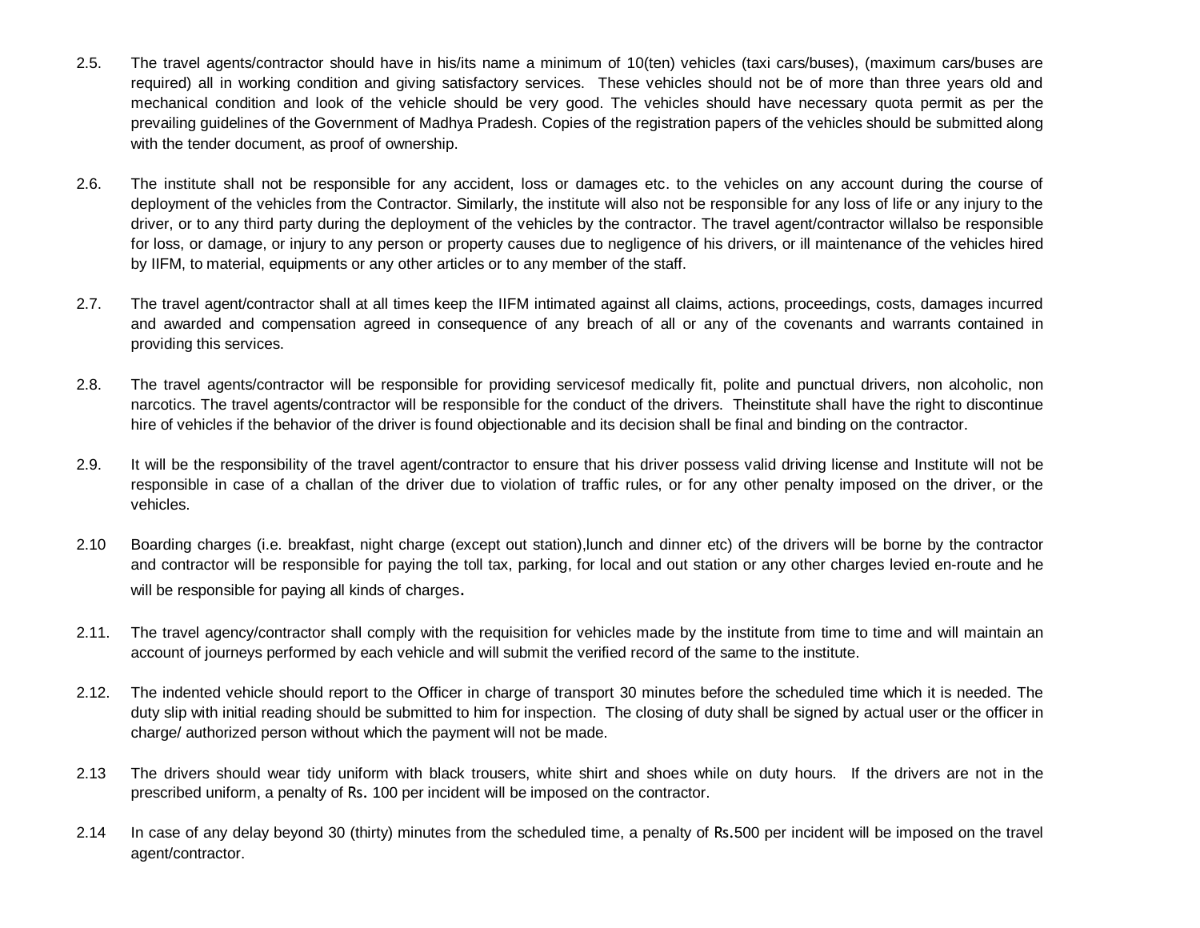2.5. The travel agents/contractor should have in his/its name a minimum of 10(ten) vehicles (taxi cars/buses), (maximum cars/buses are required) all in working condition and giving satisfactory services. These vehicles should not be of more than three years old and mechanical condition and look of the vehicle should be very good. The vehicles should have necessary quota permit as per the prevailing guidelines of the Government of Madhya Pradesh. Copies of the registration papers of the vehicles should be submitted along with the tender document, as proof of ownership.

2.6. The institute shall not be responsible for any accident, loss or damages etc. to the vehicles on any account during the course of deployment of the vehicles from the Contractor. Similarly, the institute will also not be responsible for any loss of life or any injury to the driver, or to any third party during the deployment of the vehicles by the contractor. The travel agent/contractor willalso be responsible for loss, or damage, or injury to any person or property causes due to negligence of his drivers, or ill maintenance of the vehicles hired by IIFM, to material, equipments or any other articles or to any member of the staff.

2.7. The travel agent/contractor shall at all times keep the IIFM intimated against all claims, actions, proceedings, costs, damages incurred and awarded and compensation agreed in consequence of any breach of all or any of the covenants and warrants contained in providing this services.

2.8. The travel agents/contractor will be responsible for providing servicesof medically fit, polite and punctual drivers, non alcoholic, non narcotics. The travel agents/contractor will be responsible for the conduct of the drivers. Theinstitute shall have the right to discontinue hire of vehicles if the behavior of the driver is found objectionable and its decision shall be final and binding on the contractor.

2.9. It will be the responsibility of the travel agent/contractor to ensure that his driver possess valid driving license and Institute will not be responsible in case of a challan of the driver due to violation of traffic rules, or for any other penalty imposed on the driver, or the vehicles.

2.10 Boarding charges (i.e. breakfast, night charge (except out station),lunch and dinner etc) of the drivers will be borne by the contractor and contractor will be responsible for paying the toll tax, parking, for local and out station or any other charges levied en-route and he will be responsible for paying all kinds of charges.

2.11. The travel agency/contractor shall comply with the requisition for vehicles made by the institute from time to time and will maintain an account of journeys performed by each vehicle and will submit the verified record of the same to the institute.

2.12. The indented vehicle should report to the Officer in charge of transport 30 minutes before the scheduled time which it is needed. The duty slip with initial reading should be submitted to him for inspection. The closing of duty shall be signed by actual user or the officer in charge/ authorized person without which the payment will not be made.

2.13 The drivers should wear tidy uniform with black trousers, white shirt and shoes while on duty hours. If the drivers are not in the prescribed uniform, a penalty of Rs. 100 per incident will be imposed on the contractor.

2.14 In case of any delay beyond 30 (thirty) minutes from the scheduled time, a penalty of Rs.500 per incident will be imposed on the travel agent/contractor.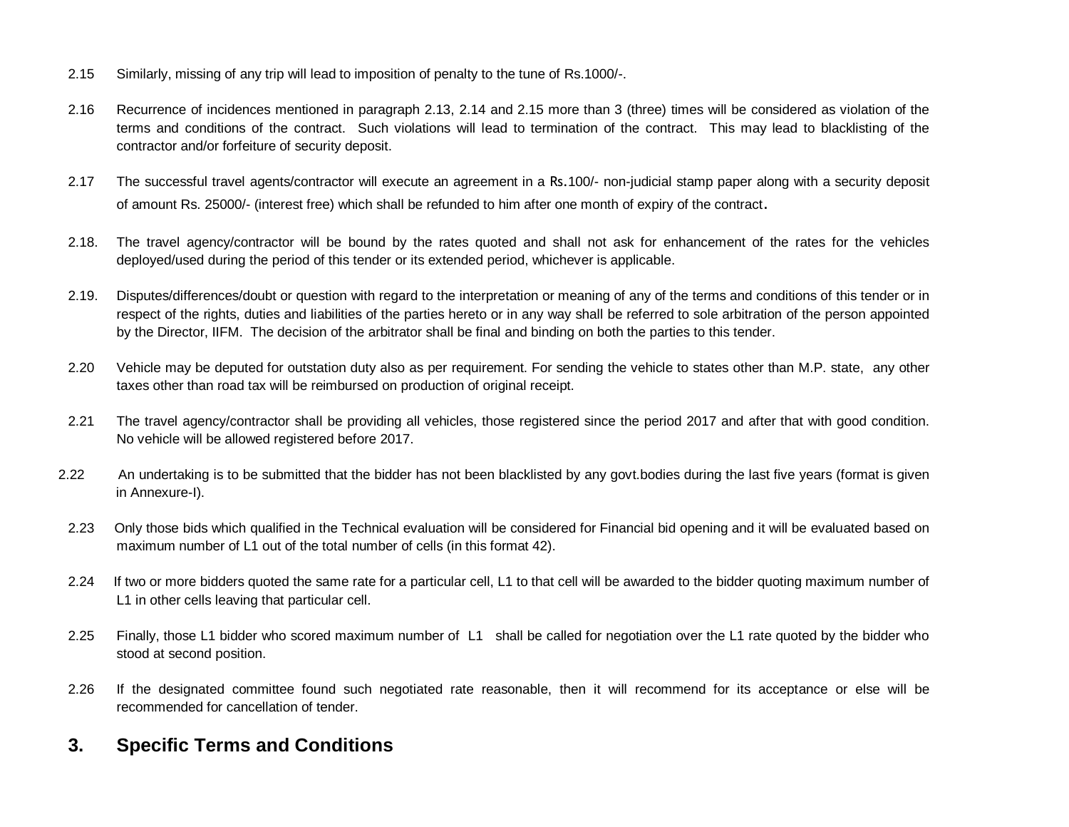2.15 Similarly, missing of any trip will lead to imposition of penalty to the tune of Rs.1000/-.

2.16 Recurrence of incidences mentioned in paragraph 2.13, 2.14 and 2.15 more than 3 (three) times will be considered as violation of the terms and conditions of the contract. Such violations will lead to termination of the contract. This may lead to blacklisting of the contractor and/or forfeiture of security deposit.

2.17 The successful travel agents/contractor will execute an agreement in a Rs.100/- non-judicial stamp paper along with a security deposit of amount Rs. 25000/- (interest free) which shall be refunded to him after one month of expiry of the contract.

2.18. The travel agency/contractor will be bound by the rates quoted and shall not ask for enhancement of the rates for the vehicles deployed/used during the period of this tender or its extended period, whichever is applicable.

2.19. Disputes/differences/doubt or question with regard to the interpretation or meaning of any of the terms and conditions of this tender or in respect of the rights, duties and liabilities of the parties hereto or in any way shall be referred to sole arbitration of the person appointed by the Director, IIFM. The decision of the arbitrator shall be final and binding on both the parties to this tender.

2.20 Vehicle may be deputed for outstation duty also as per requirement. For sending the vehicle to states other than M.P. state, any other taxes other than road tax will be reimbursed on production of original receipt.

2.21 The travel agency/contractor shall be providing all vehicles, those registered since the period 2017 and after that with good condition. No vehicle will be allowed registered before 2017.

2.22 An undertaking is to be submitted that the bidder has not been blacklisted by any govt.bodies during the last five years (format is given in Annexure-I).

2.23 Only those bids which qualified in the Technical evaluation will be considered for Financial bid opening and it will be evaluated based on maximum number of L1 out of the total number of cells (in this format 42).

2.24 If two or more bidders quoted the same rate for a particular cell, L1 to that cell will be awarded to the bidder quoting maximum number of L1 in other cells leaving that particular cell.

2.25 Finally, those L1 bidder who scored maximum number of L1 shall be called for negotiation over the L1 rate quoted by the bidder who stood at second position.

2.26 If the designated committee found such negotiated rate reasonable, then it will recommend for its acceptance or else will be recommended for cancellation of tender.

## 3. Specific Terms and Conditions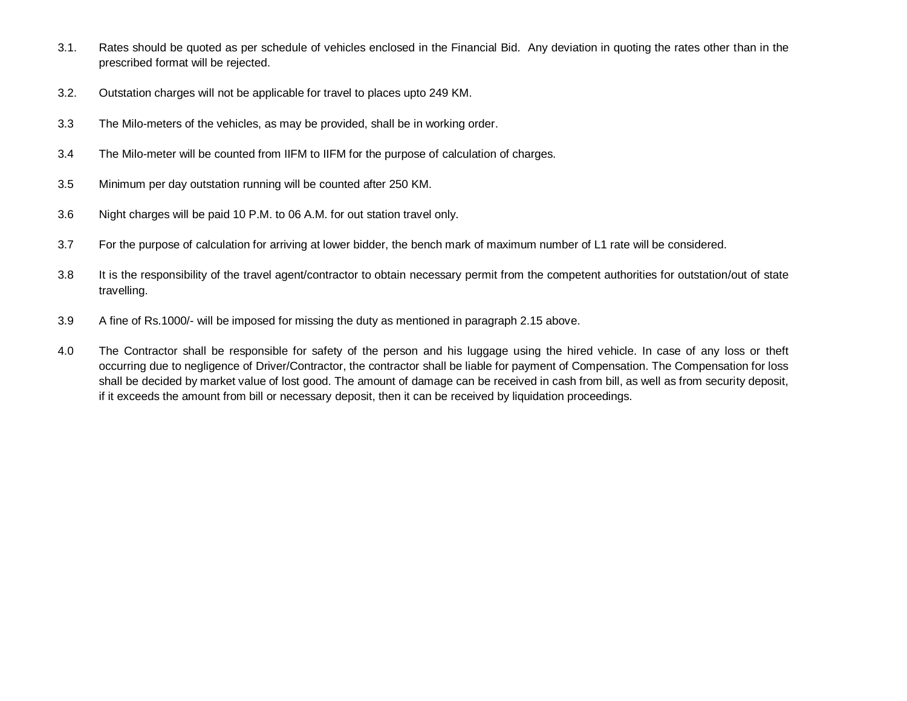3.1. Rates should be quoted as per schedule of vehicles enclosed in the Financial Bid. Any deviation in quoting the rates other than in the prescribed format will be rejected.

3.2. Outstation charges will not be applicable for travel to places upto 249 KM.

3.3 The Milo-meters of the vehicles, as may be provided, shall be in working order.

3.4 The Milo-meter will be counted from IIFM to IIFM for the purpose of calculation of charges.

3.5 Minimum per day outstation running will be counted after 250 KM.

3.6 Night charges will be paid 10 P.M. to 06 A.M. for out station travel only.

3.7 For the purpose of calculation for arriving at lower bidder, the bench mark of maximum number of L1 rate will be considered.

3.8 It is the responsibility of the travel agent/contractor to obtain necessary permit from the competent authorities for outstation/out of state travelling.

3.9 A fine of Rs.1000/- will be imposed for missing the duty as mentioned in paragraph 2.15 above.

4.0 The Contractor shall be responsible for safety of the person and his luggage using the hired vehicle. In case of any loss or theft occurring due to negligence of Driver/Contractor, the contractor shall be liable for payment of Compensation. The Compensation for loss shall be decided by market value of lost good. The amount of damage can be received in cash from bill, as well as from security deposit, if it exceeds the amount from bill or necessary deposit, then it can be received by liquidation proceedings.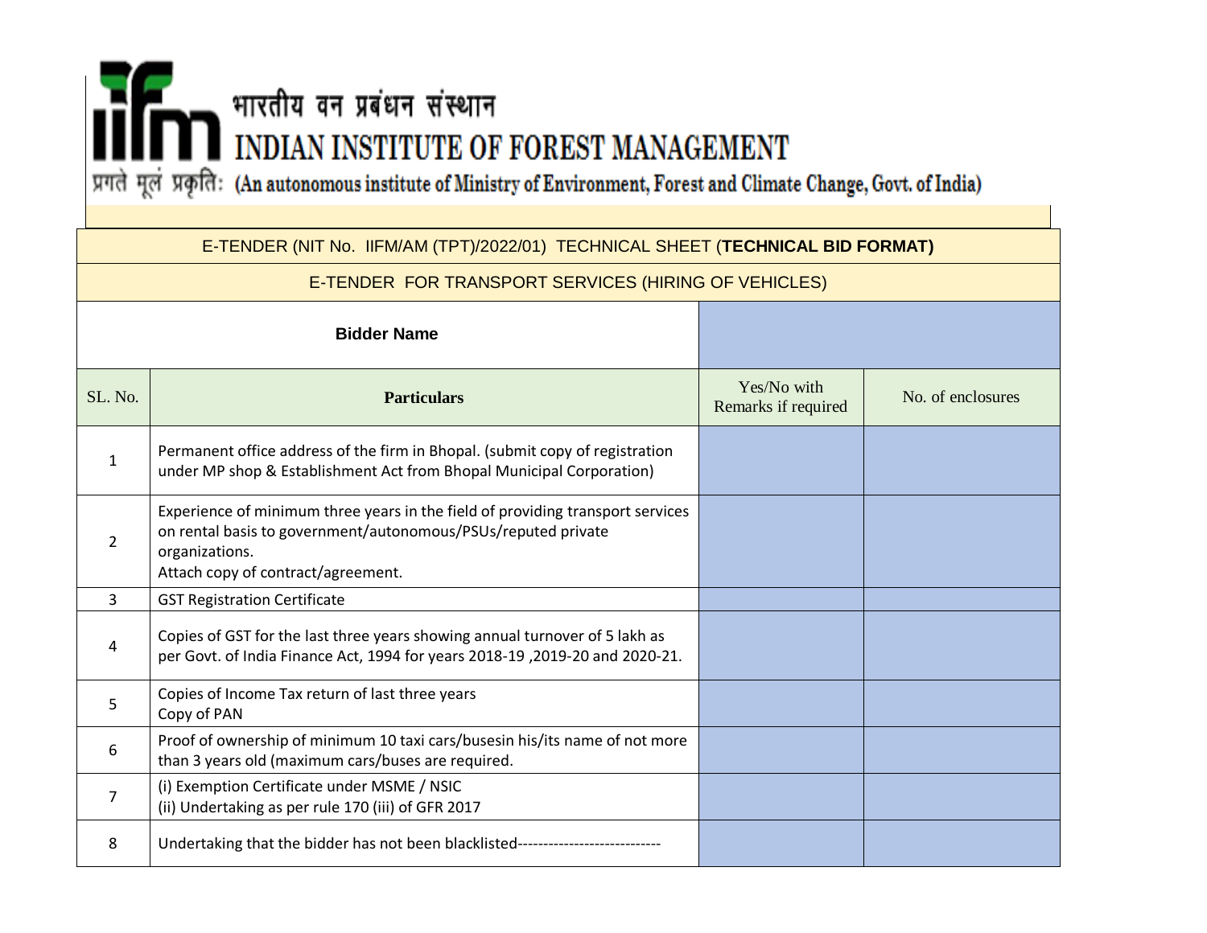भारतीय वन प्रबंधन संस्थान

# INDIAN INSTITUTE OF FOREST MANAGEMENT

प्रगते मूलं प्रकृतिः (An autonomous institute of Ministry of Environment, Forest and Climate Change, Govt. of India)

E-TENDER (NIT No. IIFM/AM (TPT)/2022/01) TECHNICAL SHEET (**TECHNICAL BID FORMAT)**

E-TENDER FOR TRANSPORT SERVICES (HIRING OF VEHICLES)

| **Bidder Name** | | | |
|---|---|---|---|
| SL. No. | **Particulars** | Yes/No with Remarks if required | No. of enclosures |
| 1 | Permanent office address of the firm in Bhopal. (submit copy of registration under MP shop & Establishment Act from Bhopal Municipal Corporation) | | |
| 2 | Experience of minimum three years in the field of providing transport services on rental basis to government/autonomous/PSUs/reputed private organizations.<br>Attach copy of contract/agreement. | | |
| 3 | GST Registration Certificate | | |
| 4 | Copies of GST for the last three years showing annual turnover of 5 lakh as per Govt. of India Finance Act, 1994 for years 2018-19 ,2019-20 and 2020-21. | | |
| 5 | Copies of Income Tax return of last three years<br>Copy of PAN | | |
| 6 | Proof of ownership of minimum 10 taxi cars/busesin his/its name of not more than 3 years old (maximum cars/buses are required. | | |
| 7 | (i) Exemption Certificate under MSME / NSIC<br>(ii) Undertaking as per rule 170 (iii) of GFR 2017 | | |
| 8 | Undertaking that the bidder has not been blacklisted---------------------------- | | |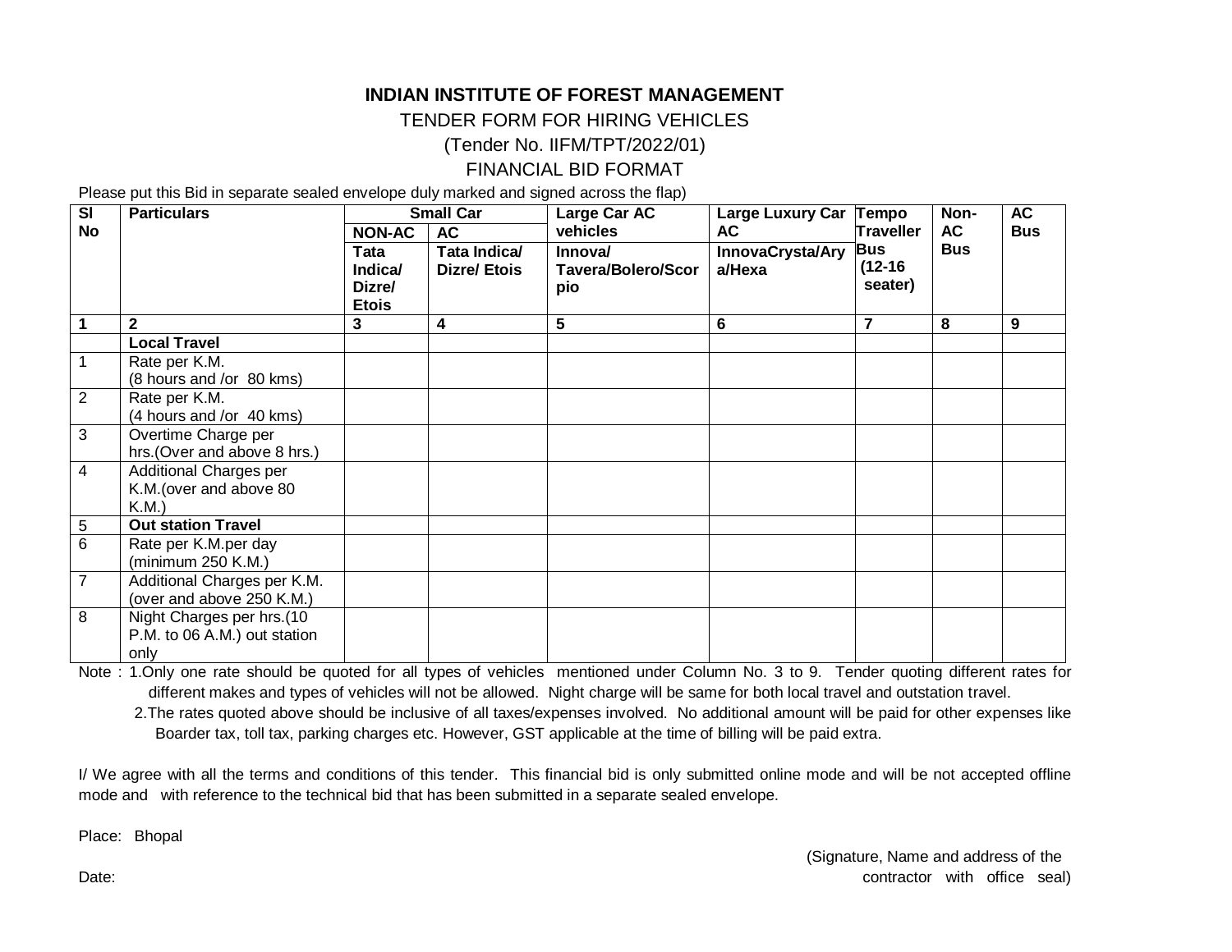**INDIAN INSTITUTE OF FOREST MANAGEMENT**

TENDER FORM FOR HIRING VEHICLES

(Tender No. IIFM/TPT/2022/01)

FINANCIAL BID FORMAT

Please put this Bid in separate sealed envelope duly marked and signed across the flap)

| Sl No | Particulars | Small Car | | Large Car AC vehicles | Large Luxury Car AC | Tempo Traveller Bus (12-16 seater) | Non-AC Bus | AC Bus |
|---|---|---|---|---|---|---|---|---|
| | | NON-AC | AC | | | | | |
| | | Tata Indica/ Dizre/ Etois | Tata Indica/ Dizre/ Etois | Innova/ Tavera/Bolero/Scorpio | InnovaCrysta/Arya/Hexa | | | |
| 1 | 2 | 3 | 4 | 5 | 6 | 7 | 8 | 9 |
| | **Local Travel** | | | | | | | |
| 1 | Rate per K.M. (8 hours and /or 80 kms) | | | | | | | |
| 2 | Rate per K.M. (4 hours and /or 40 kms) | | | | | | | |
| 3 | Overtime Charge per hrs.(Over and above 8 hrs.) | | | | | | | |
| 4 | Additional Charges per K.M.(over and above 80 K.M.) | | | | | | | |
| 5 | **Out station Travel** | | | | | | | |
| 6 | Rate per K.M.per day (minimum 250 K.M.) | | | | | | | |
| 7 | Additional Charges per K.M. (over and above 250 K.M.) | | | | | | | |
| 8 | Night Charges per hrs.(10 P.M. to 06 A.M.) out station only | | | | | | | |

Note : 1.Only one rate should be quoted for all types of vehicles mentioned under Column No. 3 to 9. Tender quoting different rates for different makes and types of vehicles will not be allowed. Night charge will be same for both local travel and outstation travel.

2.The rates quoted above should be inclusive of all taxes/expenses involved. No additional amount will be paid for other expenses like Boarder tax, toll tax, parking charges etc. However, GST applicable at the time of billing will be paid extra.

I/ We agree with all the terms and conditions of this tender. This financial bid is only submitted online mode and will be not accepted offline mode and with reference to the technical bid that has been submitted in a separate sealed envelope.

Place: Bhopal

Date:

(Signature, Name and address of the contractor with office seal)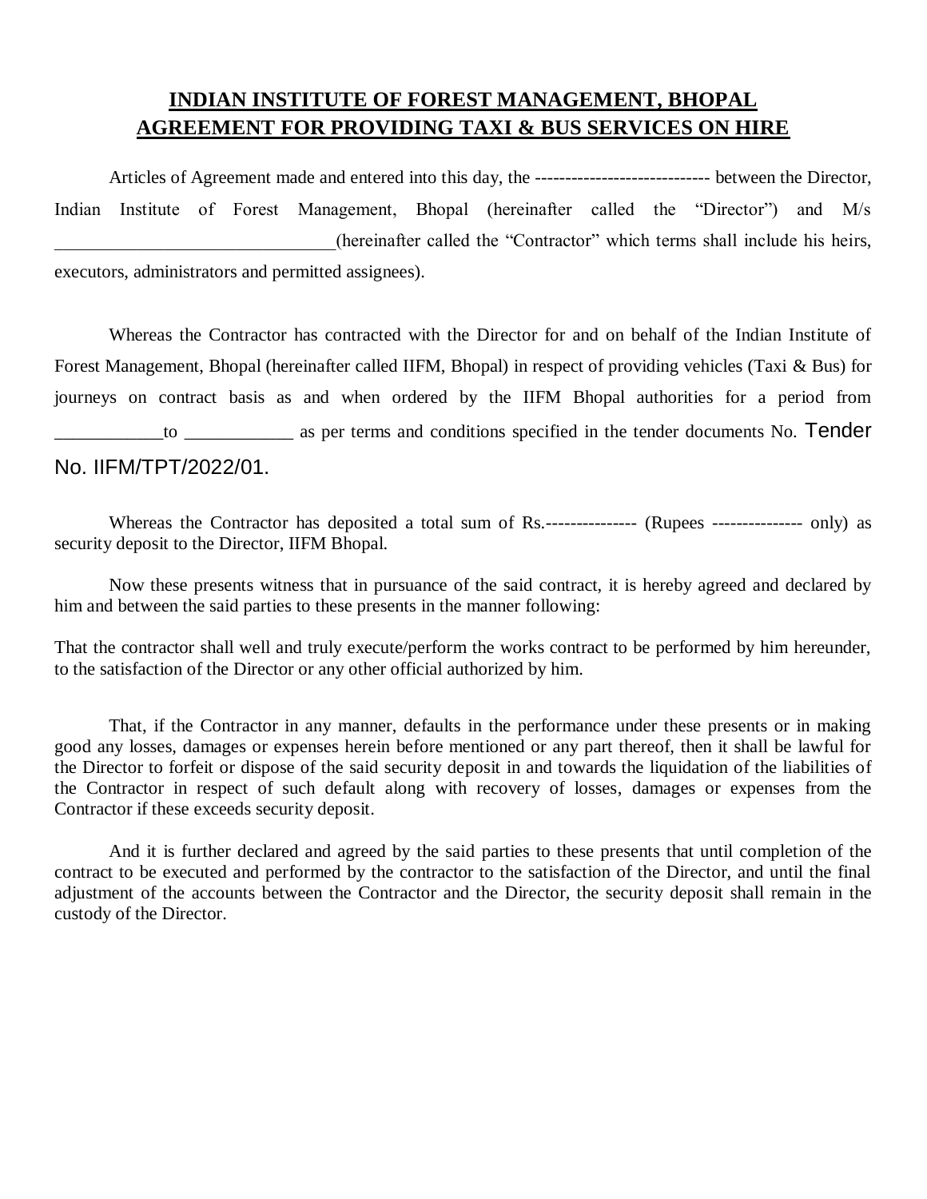# INDIAN INSTITUTE OF FOREST MANAGEMENT, BHOPAL
# AGREEMENT FOR PROVIDING TAXI & BUS SERVICES ON HIRE

Articles of Agreement made and entered into this day, the ---------------------------- between the Director, Indian Institute of Forest Management, Bhopal (hereinafter called the "Director") and M/s ______________________________(hereinafter called the "Contractor" which terms shall include his heirs, executors, administrators and permitted assignees).

Whereas the Contractor has contracted with the Director for and on behalf of the Indian Institute of Forest Management, Bhopal (hereinafter called IIFM, Bhopal) in respect of providing vehicles (Taxi & Bus) for journeys on contract basis as and when ordered by the IIFM Bhopal authorities for a period from ___________to ___________ as per terms and conditions specified in the tender documents No. Tender No. IIFM/TPT/2022/01.

Whereas the Contractor has deposited a total sum of Rs.--------------- (Rupees --------------- only) as security deposit to the Director, IIFM Bhopal.

Now these presents witness that in pursuance of the said contract, it is hereby agreed and declared by him and between the said parties to these presents in the manner following:

That the contractor shall well and truly execute/perform the works contract to be performed by him hereunder, to the satisfaction of the Director or any other official authorized by him.

That, if the Contractor in any manner, defaults in the performance under these presents or in making good any losses, damages or expenses herein before mentioned or any part thereof, then it shall be lawful for the Director to forfeit or dispose of the said security deposit in and towards the liquidation of the liabilities of the Contractor in respect of such default along with recovery of losses, damages or expenses from the Contractor if these exceeds security deposit.

And it is further declared and agreed by the said parties to these presents that until completion of the contract to be executed and performed by the contractor to the satisfaction of the Director, and until the final adjustment of the accounts between the Contractor and the Director, the security deposit shall remain in the custody of the Director.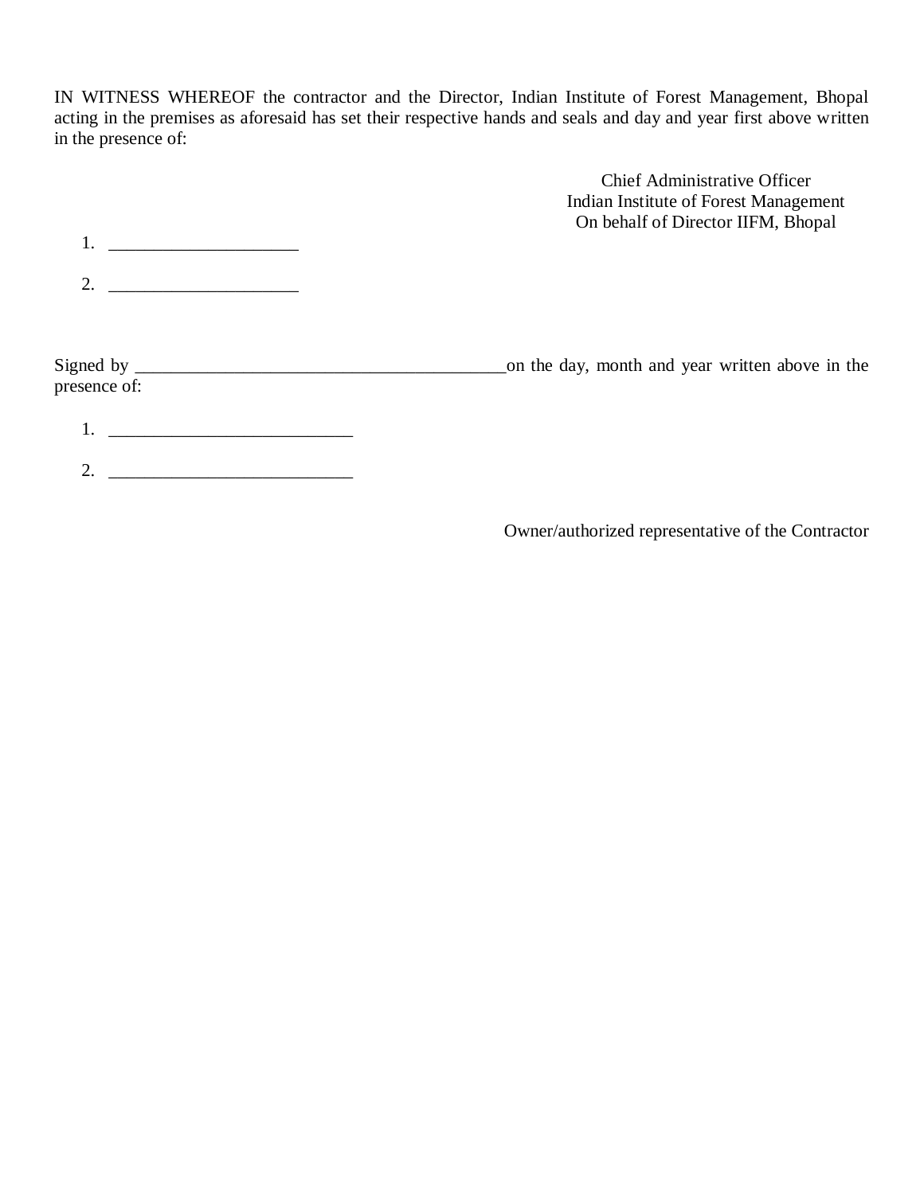IN WITNESS WHEREOF the contractor and the Director, Indian Institute of Forest Management, Bhopal acting in the premises as aforesaid has set their respective hands and seals and day and year first above written in the presence of:

Chief Administrative Officer
Indian Institute of Forest Management
On behalf of Director IIFM, Bhopal

1. ____________________
2. ____________________

Signed by ________________________________________on the day, month and year written above in the presence of:

1. __________________________
2. __________________________

Owner/authorized representative of the Contractor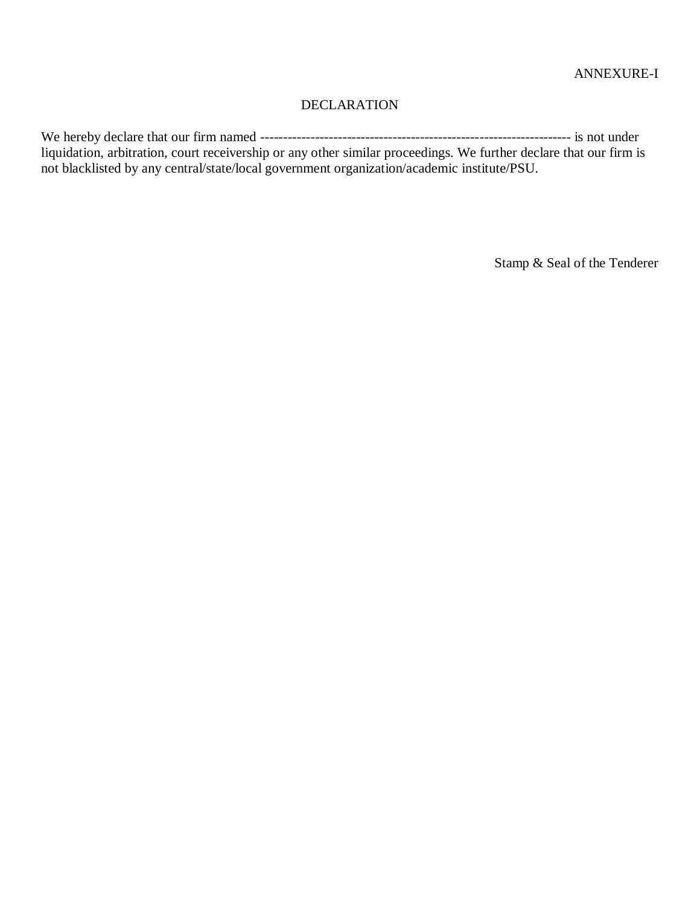ANNEXURE-I

## DECLARATION

We hereby declare that our firm named -------------------------------------------------------------------- is not under liquidation, arbitration, court receivership or any other similar proceedings. We further declare that our firm is not blacklisted by any central/state/local government organization/academic institute/PSU.

Stamp & Seal of the Tenderer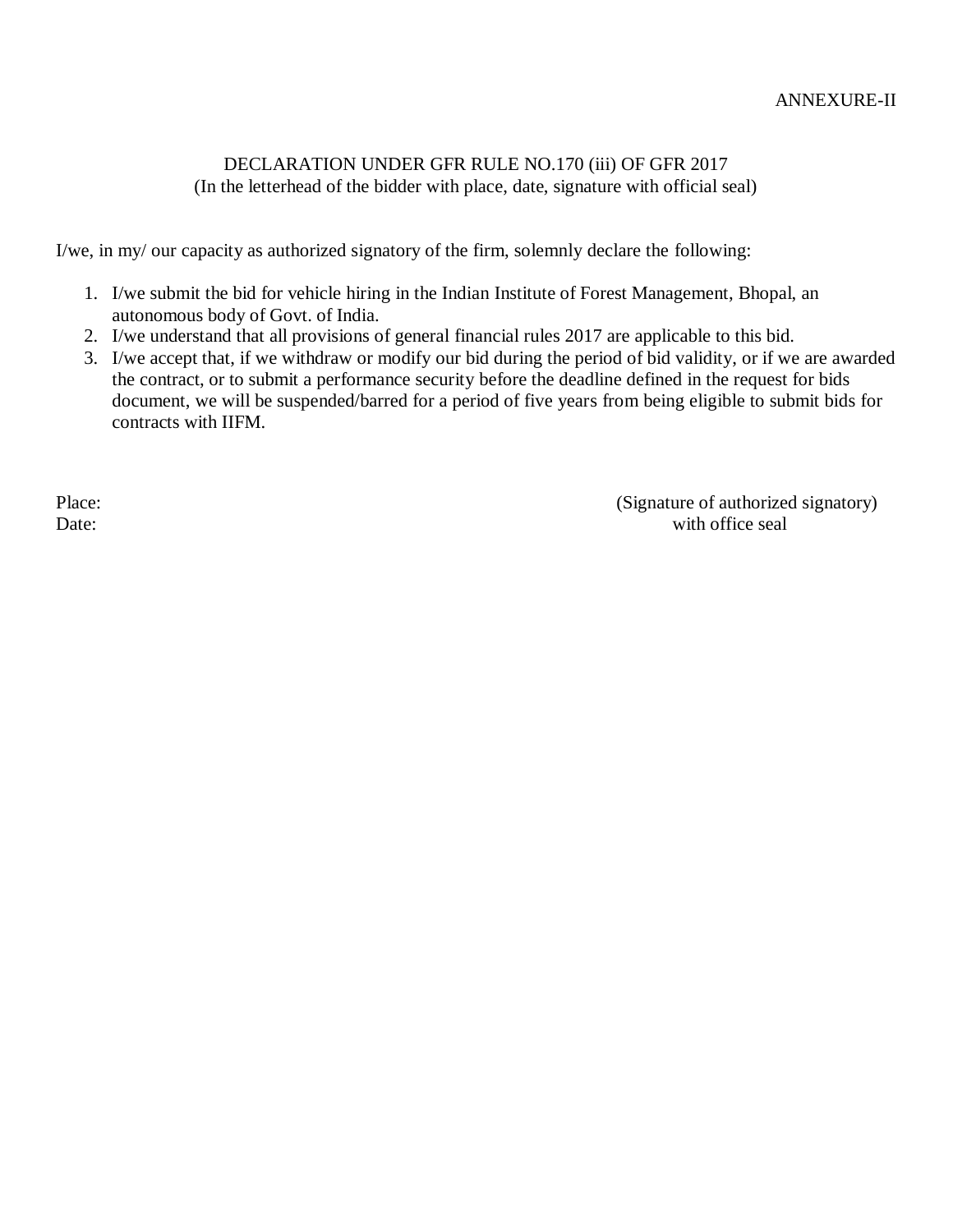ANNEXURE-II

## DECLARATION UNDER GFR RULE NO.170 (iii) OF GFR 2017

(In the letterhead of the bidder with place, date, signature with official seal)

I/we, in my/ our capacity as authorized signatory of the firm, solemnly declare the following:

1. I/we submit the bid for vehicle hiring in the Indian Institute of Forest Management, Bhopal, an autonomous body of Govt. of India.
2. I/we understand that all provisions of general financial rules 2017 are applicable to this bid.
3. I/we accept that, if we withdraw or modify our bid during the period of bid validity, or if we are awarded the contract, or to submit a performance security before the deadline defined in the request for bids document, we will be suspended/barred for a period of five years from being eligible to submit bids for contracts with IIFM.

Place:

Date:

(Signature of authorized signatory)
with office seal